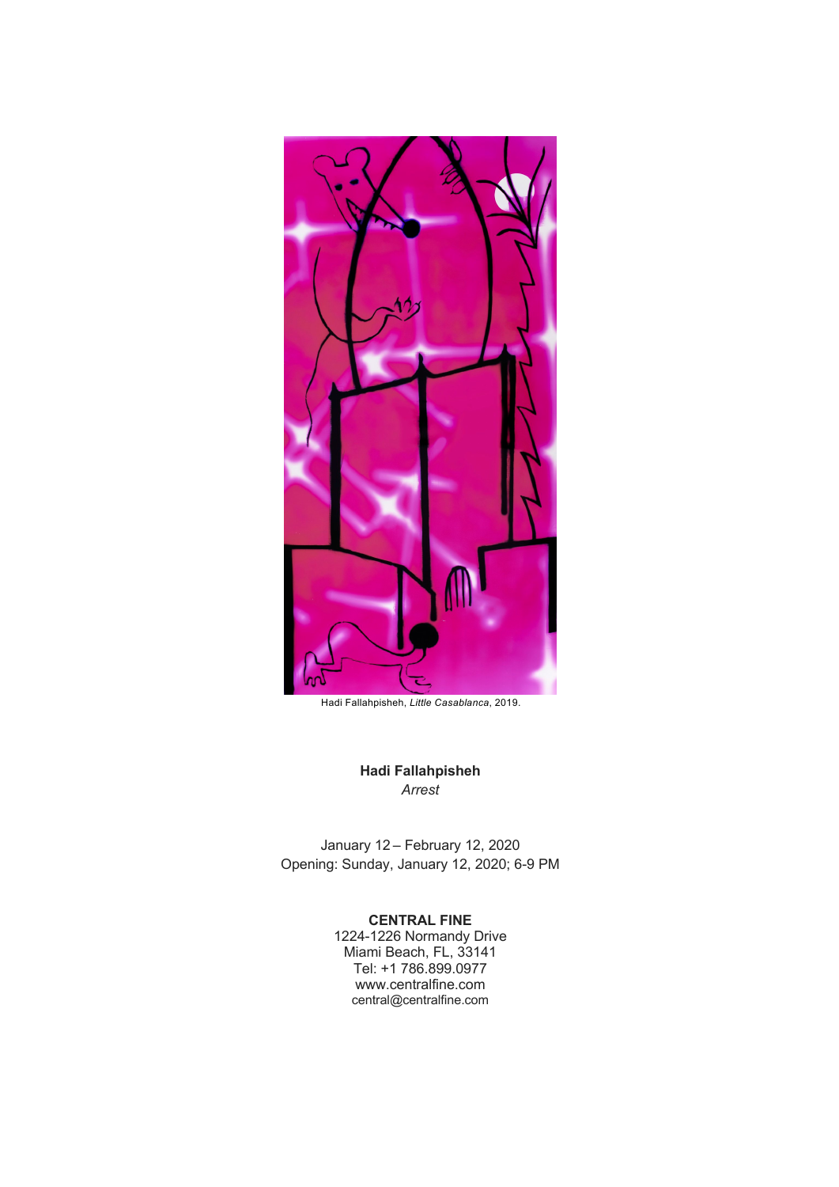Hadi Fallahpisheh, *Little Casablanca*, 2019.

**Hadi Fallahpisheh**
*Arrest*

January 12 – February 12, 2020
Opening: Sunday, January 12, 2020; 6-9 PM

**CENTRAL FINE**
1224-1226 Normandy Drive
Miami Beach, FL, 33141
Tel: +1 786.899.0977
www.centralfine.com
central@centralfine.com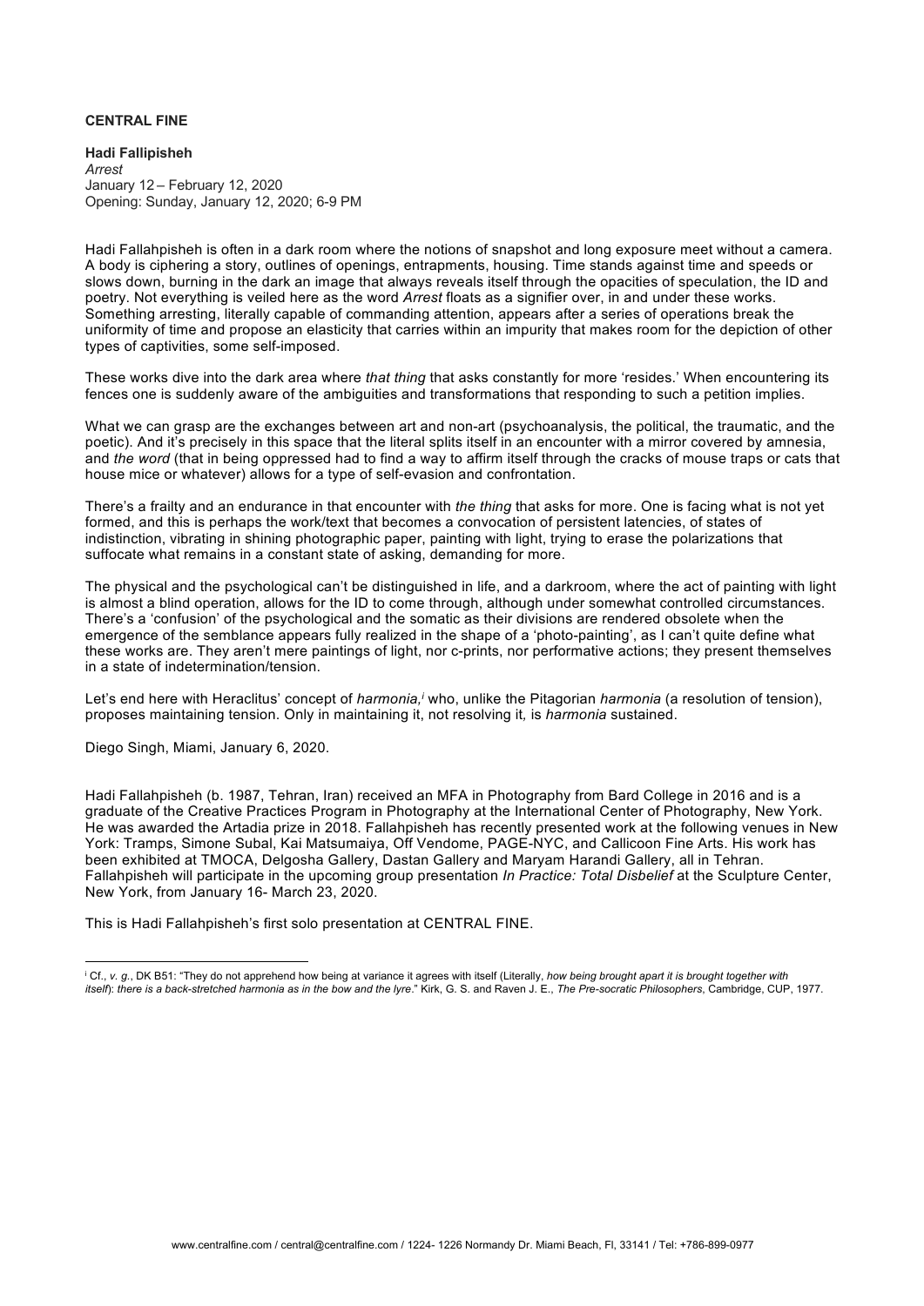**CENTRAL FINE**

**Hadi Fallipisheh**
*Arrest*
January 12 – February 12, 2020
Opening: Sunday, January 12, 2020; 6-9 PM

Hadi Fallahpisheh is often in a dark room where the notions of snapshot and long exposure meet without a camera. A body is ciphering a story, outlines of openings, entrapments, housing. Time stands against time and speeds or slows down, burning in the dark an image that always reveals itself through the opacities of speculation, the ID and poetry. Not everything is veiled here as the word *Arrest* floats as a signifier over, in and under these works. Something arresting, literally capable of commanding attention, appears after a series of operations break the uniformity of time and propose an elasticity that carries within an impurity that makes room for the depiction of other types of captivities, some self-imposed.

These works dive into the dark area where *that thing* that asks constantly for more 'resides.' When encountering its fences one is suddenly aware of the ambiguities and transformations that responding to such a petition implies.

What we can grasp are the exchanges between art and non-art (psychoanalysis, the political, the traumatic, and the poetic). And it's precisely in this space that the literal splits itself in an encounter with a mirror covered by amnesia, and *the word* (that in being oppressed had to find a way to affirm itself through the cracks of mouse traps or cats that house mice or whatever) allows for a type of self-evasion and confrontation.

There's a frailty and an endurance in that encounter with *the thing* that asks for more. One is facing what is not yet formed, and this is perhaps the work/text that becomes a convocation of persistent latencies, of states of indistinction, vibrating in shining photographic paper, painting with light, trying to erase the polarizations that suffocate what remains in a constant state of asking, demanding for more.

The physical and the psychological can't be distinguished in life, and a darkroom, where the act of painting with light is almost a blind operation, allows for the ID to come through, although under somewhat controlled circumstances. There's a 'confusion' of the psychological and the somatic as their divisions are rendered obsolete when the emergence of the semblance appears fully realized in the shape of a 'photo-painting', as I can't quite define what these works are. They aren't mere paintings of light, nor c-prints, nor performative actions; they present themselves in a state of indetermination/tension.

Let's end here with Heraclitus' concept of *harmonia*,[i] who, unlike the Pitagorian *harmonia* (a resolution of tension), proposes maintaining tension. Only in maintaining it, not resolving it, is *harmonia* sustained.

Diego Singh, Miami, January 6, 2020.

Hadi Fallahpisheh (b. 1987, Tehran, Iran) received an MFA in Photography from Bard College in 2016 and is a graduate of the Creative Practices Program in Photography at the International Center of Photography, New York. He was awarded the Artadia prize in 2018. Fallahpisheh has recently presented work at the following venues in New York: Tramps, Simone Subal, Kai Matsumaiya, Off Vendome, PAGE-NYC, and Callicoon Fine Arts. His work has been exhibited at TMOCA, Delgosha Gallery, Dastan Gallery and Maryam Harandi Gallery, all in Tehran. Fallahpisheh will participate in the upcoming group presentation *In Practice: Total Disbelief* at the Sculpture Center, New York, from January 16- March 23, 2020.

This is Hadi Fallahpisheh's first solo presentation at CENTRAL FINE.

---

[i] Cf., *v. g.*, DK B51: "They do not apprehend how being at variance it agrees with itself (Literally, *how being brought apart it is brought together with itself*): *there is a back-stretched harmonia as in the bow and the lyre*." Kirk, G. S. and Raven J. E., *The Pre-socratic Philosophers*, Cambridge, CUP, 1977.

www.centralfine.com / central@centralfine.com / 1224- 1226 Normandy Dr. Miami Beach, Fl, 33141 / Tel: +786-899-0977